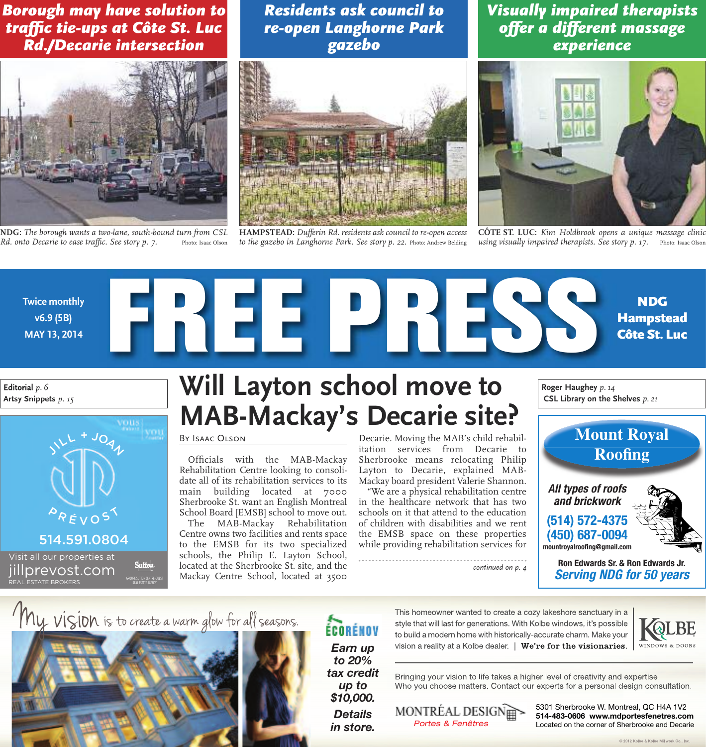## Borough may have solution to traffic tie-ups at Côte St. Luc Rd./Decarie intersection

NDG: *The borough wants a two-lane, south-bound turn from CSL Rd. onto Decarie to ease traffic. See story p. 7.* Photo: Isaac Olson

## Residents ask council to re-open Langhorne Park gazebo

HAMPSTEAD: *Dufferin Rd. residents ask council to re-open access to the gazebo in Langhorne Park. See story p. 22.* Photo: Andrew Belding

## Visually impaired therapists offer a different massage experience

CÔTE ST. LUC: *Kim Holdbrook opens a unique massage clinic using visually impaired therapists. See story p. 17.* Photo: Isaac Olson

Twice monthly
v6.9 (5B)
MAY 13, 2014

# FREE PRESS

NDG
Hampstead
Côte St. Luc

**Editorial** *p. 6*
**Artsy Snippets** *p. 15*

**Roger Haughey** *p. 14*
**CSL Library on the Shelves** *p. 21*

# Will Layton school move to MAB-Mackay's Decarie site?

By Isaac Olson

Officials with the MAB-Mackay Rehabilitation Centre looking to consolidate all of its rehabilitation services to its main building located at 7000 Sherbrooke St. want an English Montreal School Board [EMSB] school to move out.

The MAB-Mackay Rehabilitation Centre owns two facilities and rents space to the EMSB for its two specialized schools, the Philip E. Layton School, located at the Sherbrooke St. site, and the Mackay Centre School, located at 3500 Decarie. Moving the MAB's child rehabilitation services from Decarie to Sherbrooke means relocating Philip Layton to Decarie, explained MAB-Mackay board president Valerie Shannon.

"We are a physical rehabilitation centre in the healthcare network that has two schools on it that attend to the education of children with disabilities and we rent the EMSB space on these properties while providing rehabilitation services for

*continued on p. 4*

---

JILL + JOAN PRÉVOST
514.591.0804
Visit all our properties at
jillprevost.com
REAL ESTATE BROKERS
Sutton — Groupe Sutton Centre-Ouest Real Estate Agency

---

**Mount Royal Roofing**
*All types of roofs and brickwork*
(514) 572-4375
(450) 687-0094
mountroyalroofing@gmail.com
Ron Edwards Sr. & Ron Edwards Jr.
*Serving NDG for 50 years*

---

My vision is to create a warm glow for all seasons.

ÉCORÉNOV
*Earn up to 20% tax credit up to $10,000.*
*Details in store.*

This homeowner wanted to create a cozy lakeshore sanctuary in a style that will last for generations. With Kolbe windows, it's possible to build a modern home with historically-accurate charm. Make your vision a reality at a Kolbe dealer. | **We're for the visionaries.**

KOLBE WINDOWS & DOORS

Bringing your vision to life takes a higher level of creativity and expertise. Who you choose matters. Contact our experts for a personal design consultation.

MONTRÉAL DESIGN
*Portes & Fenêtres*

5301 Sherbrooke W. Montreal, QC H4A 1V2
**514-483-0606 www.mdportesfenetres.com**
Located on the corner of Sherbrooke and Decarie

© 2012 Kolbe & Kolbe Millwork Co., Inc.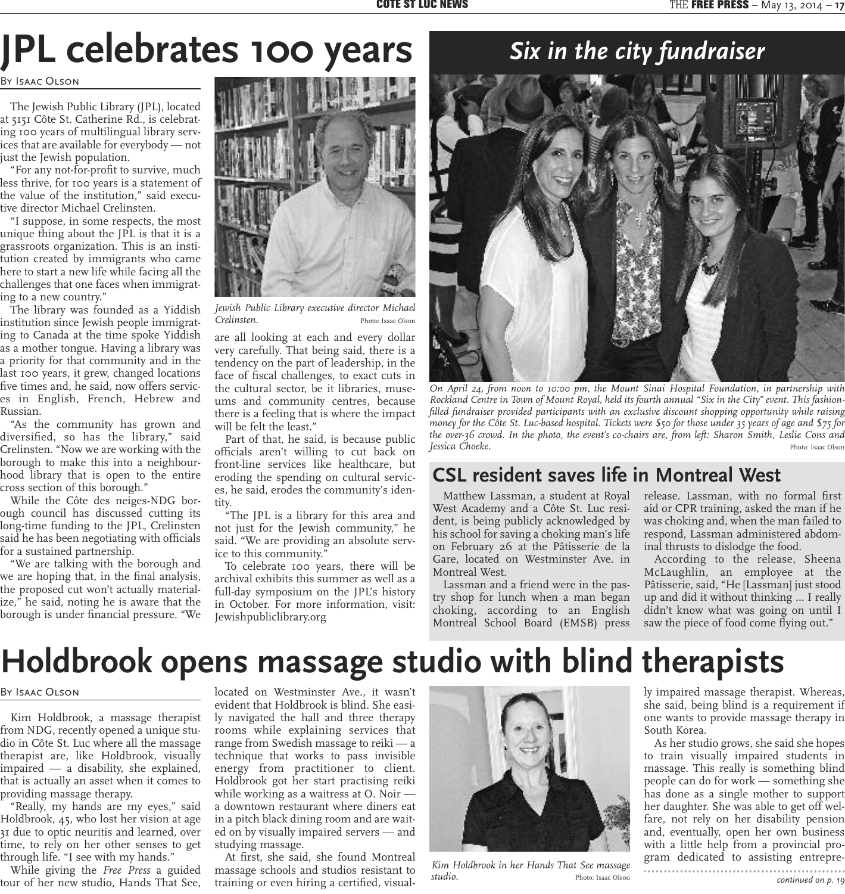# JPL celebrates 100 years

By Isaac Olson

The Jewish Public Library (JPL), located at 5151 Côte St. Catherine Rd., is celebrating 100 years of multilingual library services that are available for everybody — not just the Jewish population.

"For any not-for-profit to survive, much less thrive, for 100 years is a statement of the value of the institution," said executive director Michael Crelinsten.

"I suppose, in some respects, the most unique thing about the JPL is that it is a grassroots organization. This is an institution created by immigrants who came here to start a new life while facing all the challenges that one faces when immigrating to a new country."

The library was founded as a Yiddish institution since Jewish people immigrating to Canada at the time spoke Yiddish as a mother tongue. Having a library was a priority for that community and in the last 100 years, it grew, changed locations five times and, he said, now offers services in English, French, Hebrew and Russian.

"As the community has grown and diversified, so has the library," said Crelinsten. "Now we are working with the borough to make this into a neighbourhood library that is open to the entire cross section of this borough."

While the Côte des neiges-NDG borough council has discussed cutting its long-time funding to the JPL, Crelinsten said he has been negotiating with officials for a sustained partnership.

"We are talking with the borough and we are hoping that, in the final analysis, the proposed cut won't actually materialize," he said, noting he is aware that the borough is under financial pressure. "We are all looking at each and every dollar very carefully. That being said, there is a tendency on the part of leadership, in the face of fiscal challenges, to exact cuts in the cultural sector, be it libraries, museums and community centres, because there is a feeling that is where the impact will be felt the least."

Part of that, he said, is because public officials aren't willing to cut back on front-line services like healthcare, but eroding the spending on cultural services, he said, erodes the community's identity.

"The JPL is a library for this area and not just for the Jewish community," he said. "We are providing an absolute service to this community."

To celebrate 100 years, there will be archival exhibits this summer as well as a full-day symposium on the JPL's history in October. For more information, visit: Jewishpubliclibrary.org

*Jewish Public Library executive director Michael Crelinsten.* Photo: Isaac Olson

## Six in the city fundraiser

*On April 24, from noon to 10:00 pm, the Mount Sinai Hospital Foundation, in partnership with Rockland Centre in Town of Mount Royal, held its fourth annual "Six in the City" event. This fashion-filled fundraiser provided participants with an exclusive discount shopping opportunity while raising money for the Côte St. Luc-based hospital. Tickets were $50 for those under 35 years of age and $75 for the over-36 crowd. In the photo, the event's co-chairs are, from left: Sharon Smith, Leslie Cons and Jessica Choeke.* Photo: Isaac Olson

## CSL resident saves life in Montreal West

Matthew Lassman, a student at Royal West Academy and a Côte St. Luc resident, is being publicly acknowledged by his school for saving a choking man's life on February 26 at the Pâtisserie de la Gare, located on Westminster Ave. in Montreal West.

Lassman and a friend were in the pastry shop for lunch when a man began choking, according to an English Montreal School Board (EMSB) press release. Lassman, with no formal first aid or CPR training, asked the man if he was choking and, when the man failed to respond, Lassman administered abdominal thrusts to dislodge the food.

According to the release, Sheena McLaughlin, an employee at the Pâtisserie, said, "He [Lassman] just stood up and did it without thinking ... I really didn't know what was going on until I saw the piece of food come flying out."

# Holdbrook opens massage studio with blind therapists

By Isaac Olson

Kim Holdbrook, a massage therapist from NDG, recently opened a unique studio in Côte St. Luc where all the massage therapist are, like Holdbrook, visually impaired — a disability, she explained, that is actually an asset when it comes to providing massage therapy.

"Really, my hands are my eyes," said Holdbrook, 45, who lost her vision at age 31 due to optic neuritis and learned, over time, to rely on her other senses to get through life. "I see with my hands."

While giving the *Free Press* a guided tour of her new studio, Hands That See, located on Westminster Ave., it wasn't evident that Holdbrook is blind. She easily navigated the hall and three therapy rooms while explaining services that range from Swedish massage to reiki — a technique that works to pass invisible energy from practitioner to client. Holdbrook got her start practising reiki while working as a waitress at O. Noir — a downtown restaurant where diners eat in a pitch black dining room and are waited on by visually impaired servers — and studying massage.

At first, she said, she found Montreal massage schools and studios resistant to training or even hiring a certified, visually impaired massage therapist. Whereas, she said, being blind is a requirement if one wants to provide massage therapy in South Korea.

As her studio grows, she said she hopes to train visually impaired students in massage. This really is something blind people can do for work — something she has done as a single mother to support her daughter. She was able to get off welfare, not rely on her disability pension and, eventually, open her own business with a little help from a provincial program dedicated to assisting entrepre-

*Kim Holdbrook in her Hands That See massage studio.* Photo: Isaac Olson

*continued on p. 19*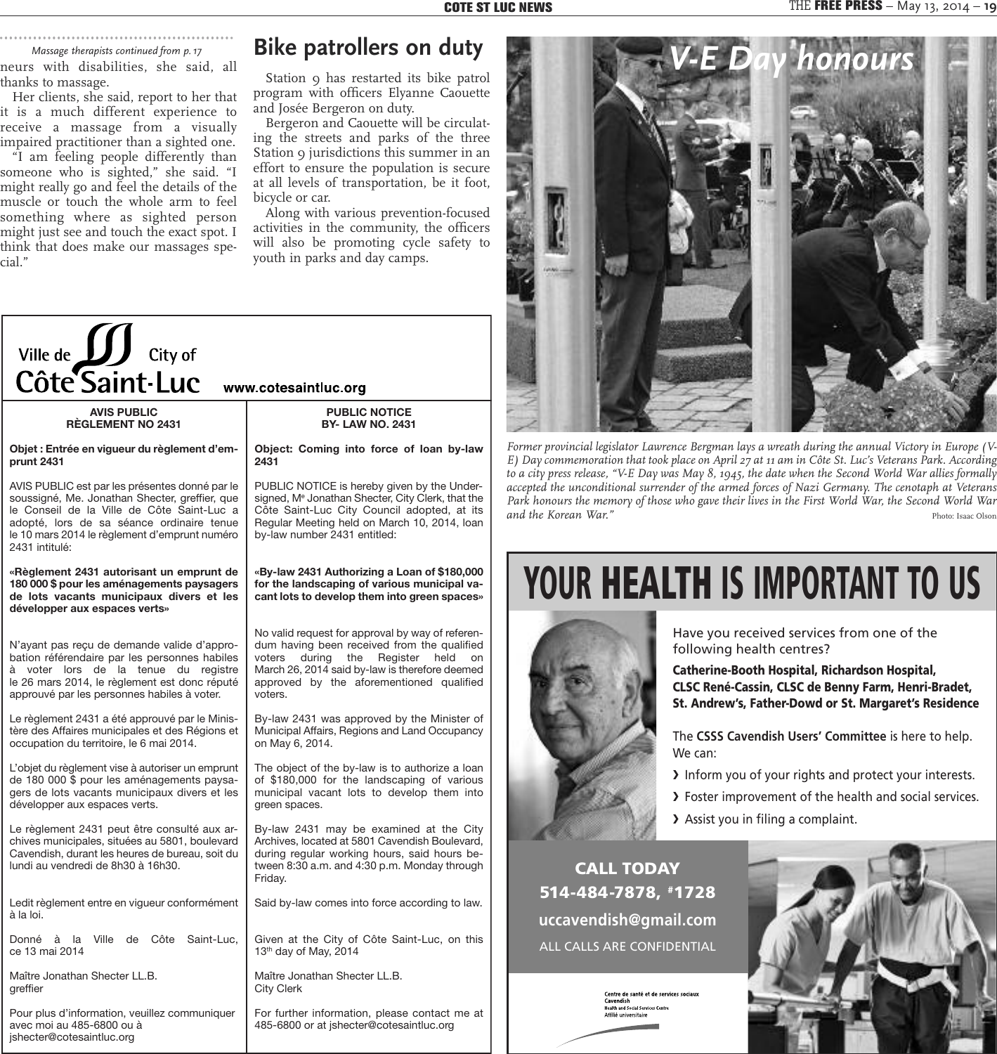*Massage therapists continued from p. 17*

neurs with disabilities, she said, all thanks to massage.

Her clients, she said, report to her that it is a much different experience to receive a massage from a visually impaired practitioner than a sighted one.

"I am feeling people differently than someone who is sighted," she said. "I might really go and feel the details of the muscle or touch the whole arm to feel something where as sighted person might just see and touch the exact spot. I think that does make our massages special."

## Bike patrollers on duty

Station 9 has restarted its bike patrol program with officers Elyanne Caouette and Josée Bergeron on duty.

Bergeron and Caouette will be circulating the streets and parks of the three Station 9 jurisdictions this summer in an effort to ensure the population is secure at all levels of transportation, be it foot, bicycle or car.

Along with various prevention-focused activities in the community, the officers will also be promoting cycle safety to youth in parks and day camps.

## V-E Day honours

*Former provincial legislator Lawrence Bergman lays a wreath during the annual Victory in Europe (V-E) Day commemoration that took place on April 27 at 11 am in Côte St. Luc's Veterans Park. According to a city press release, "V-E Day was May 8, 1945, the date when the Second World War allies formally accepted the unconditional surrender of the armed forces of Nazi Germany. The cenotaph at Veterans Park honours the memory of those who gave their lives in the First World War, the Second World War and the Korean War."*

Photo: Isaac Olson

---

Ville de Côte Saint-Luc City of

www.cotesaintluc.org

| AVIS PUBLIC RÈGLEMENT NO 2431 | PUBLIC NOTICE BY- LAW NO. 2431 |
|---|---|
| **Objet : Entrée en vigueur du règlement d'emprunt 2431** | **Object: Coming into force of loan by-law 2431** |
| AVIS PUBLIC est par les présentes donné par le soussigné, Me. Jonathan Shecter, greffier, que le Conseil de la Ville de Côte Saint-Luc a adopté, lors de sa séance ordinaire tenue le 10 mars 2014 le règlement d'emprunt numéro 2431 intitulé: | PUBLIC NOTICE is hereby given by the Undersigned, Me Jonathan Shecter, City Clerk, that the Côte Saint-Luc City Council adopted, at its Regular Meeting held on March 10, 2014, loan by-law number 2431 entitled: |
| **«Règlement 2431 autorisant un emprunt de 180 000 $ pour les aménagements paysagers de lots vacants municipaux divers et les développer aux espaces verts»** | **«By-law 2431 Authorizing a Loan of $180,000 for the landscaping of various municipal vacant lots to develop them into green spaces»** |
| N'ayant pas reçu de demande valide d'approbation référendaire par les personnes habiles à voter lors de la tenue du registre le 26 mars 2014, le règlement est donc réputé approuvé par les personnes habiles à voter. | No valid request for approval by way of referendum having been received from the qualified voters during the Register held on March 26, 2014 said by-law is therefore deemed approved by the aforementioned qualified voters. |
| Le règlement 2431 a été approuvé par le Ministère des Affaires municipales et des Régions et occupation du territoire, le 6 mai 2014. | By-law 2431 was approved by the Minister of Municipal Affairs, Regions and Land Occupancy on May 6, 2014. |
| L'objet du règlement vise à autoriser un emprunt de 180 000 $ pour les aménagements paysagers de lots vacants municipaux divers et les développer aux espaces verts. | The object of the by-law is to authorize a loan of $180,000 for the landscaping of various municipal vacant lots to develop them into green spaces. |
| Le règlement 2431 peut être consulté aux archives municipales, situées au 5801, boulevard Cavendish, durant les heures de bureau, soit du lundi au vendredi de 8h30 à 16h30. | By-law 2431 may be examined at the City Archives, located at 5801 Cavendish Boulevard, during regular working hours, said hours between 8:30 a.m. and 4:30 p.m. Monday through Friday. |
| Ledit règlement entre en vigueur conformément à la loi. | Said by-law comes into force according to law. |
| Donné à la Ville de Côte Saint-Luc, ce 13 mai 2014 | Given at the City of Côte Saint-Luc, on this 13th day of May, 2014 |
| Maître Jonathan Shecter LL.B. greffier | Maître Jonathan Shecter LL.B. City Clerk |
| Pour plus d'information, veuillez communiquer avec moi au 485-6800 ou à jshecter@cotesaintluc.org | For further information, please contact me at 485-6800 or at jshecter@cotesaintluc.org |

---

# YOUR HEALTH IS IMPORTANT TO US

Have you received services from one of the following health centres?

**Catherine-Booth Hospital, Richardson Hospital, CLSC René-Cassin, CLSC de Benny Farm, Henri-Bradet, St. Andrew's, Father-Dowd or St. Margaret's Residence**

The **CSSS Cavendish Users' Committee** is here to help. We can:

- Inform you of your rights and protect your interests.
- Foster improvement of the health and social services.
- Assist you in filing a complaint.

**CALL TODAY**
**514-484-7878, #1728**
**uccavendish@gmail.com**
ALL CALLS ARE CONFIDENTIAL

Centre de santé et de services sociaux Cavendish
Health and Social Services Centre
Affilié universitaire